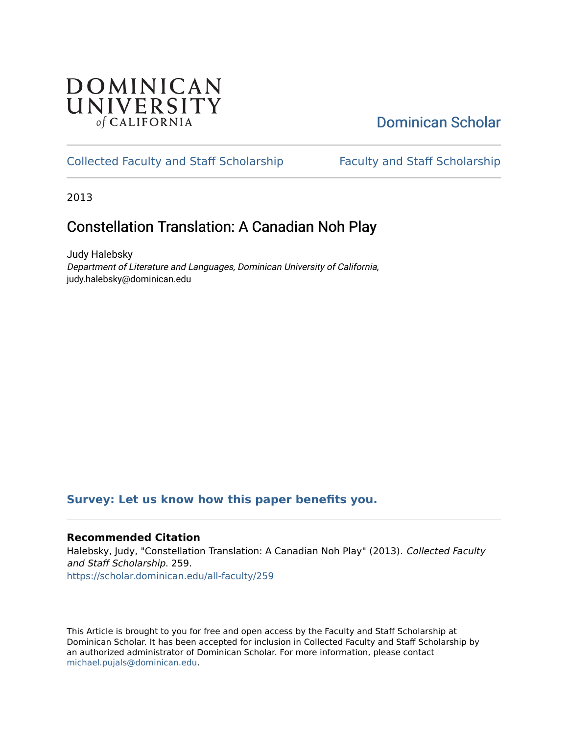DOMINICAN UNIVERSITY of CALIFORNIA

Dominican Scholar

Collected Faculty and Staff Scholarship

Faculty and Staff Scholarship

2013

# Constellation Translation: A Canadian Noh Play

Judy Halebsky
*Department of Literature and Languages, Dominican University of California*, judy.halebsky@dominican.edu

**Survey: Let us know how this paper benefits you.**

### Recommended Citation

Halebsky, Judy, "Constellation Translation: A Canadian Noh Play" (2013). *Collected Faculty and Staff Scholarship*. 259.
https://scholar.dominican.edu/all-faculty/259

This Article is brought to you for free and open access by the Faculty and Staff Scholarship at Dominican Scholar. It has been accepted for inclusion in Collected Faculty and Staff Scholarship by an authorized administrator of Dominican Scholar. For more information, please contact michael.pujals@dominican.edu.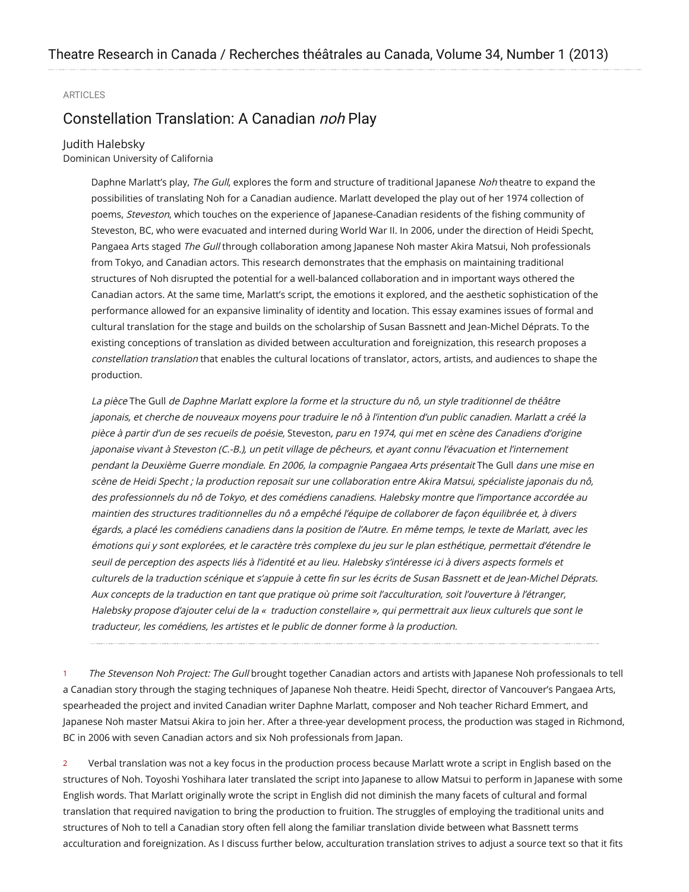ARTICLES

# Constellation Translation: A Canadian *noh* Play

Judith Halebsky
Dominican University of California

> Daphne Marlatt's play, *The Gull*, explores the form and structure of traditional Japanese *Noh* theatre to expand the possibilities of translating Noh for a Canadian audience. Marlatt developed the play out of her 1974 collection of poems, *Steveston*, which touches on the experience of Japanese-Canadian residents of the fishing community of Steveston, BC, who were evacuated and interned during World War II. In 2006, under the direction of Heidi Specht, Pangaea Arts staged *The Gull* through collaboration among Japanese Noh master Akira Matsui, Noh professionals from Tokyo, and Canadian actors. This research demonstrates that the emphasis on maintaining traditional structures of Noh disrupted the potential for a well-balanced collaboration and in important ways othered the Canadian actors. At the same time, Marlatt's script, the emotions it explored, and the aesthetic sophistication of the performance allowed for an expansive liminality of identity and location. This essay examines issues of formal and cultural translation for the stage and builds on the scholarship of Susan Bassnett and Jean-Michel Déprats. To the existing conceptions of translation as divided between acculturation and foreignization, this research proposes a *constellation translation* that enables the cultural locations of translator, actors, artists, and audiences to shape the production.

> *La pièce* The Gull *de Daphne Marlatt explore la forme et la structure du nô, un style traditionnel de théâtre japonais, et cherche de nouveaux moyens pour traduire le nô à l'intention d'un public canadien. Marlatt a créé la pièce à partir d'un de ses recueils de poésie,* Steveston*, paru en 1974, qui met en scène des Canadiens d'origine japonaise vivant à Steveston (C.-B.), un petit village de pêcheurs, et ayant connu l'évacuation et l'internement pendant la Deuxième Guerre mondiale. En 2006, la compagnie Pangaea Arts présentait* The Gull *dans une mise en scène de Heidi Specht ; la production reposait sur une collaboration entre Akira Matsui, spécialiste japonais du nô, des professionnels du nô de Tokyo, et des comédiens canadiens. Halebsky montre que l'importance accordée au maintien des structures traditionnelles du nô a empêché l'équipe de collaborer de façon équilibrée et, à divers égards, a placé les comédiens canadiens dans la position de l'Autre. En même temps, le texte de Marlatt, avec les émotions qui y sont explorées, et le caractère très complexe du jeu sur le plan esthétique, permettait d'étendre le seuil de perception des aspects liés à l'identité et au lieu. Halebsky s'intéresse ici à divers aspects formels et culturels de la traduction scénique et s'appuie à cette fin sur les écrits de Susan Bassnett et de Jean-Michel Déprats. Aux concepts de la traduction en tant que pratique où prime soit l'acculturation, soit l'ouverture à l'étranger, Halebsky propose d'ajouter celui de la « traduction constellaire », qui permettrait aux lieux culturels que sont le traducteur, les comédiens, les artistes et le public de donner forme à la production.*

1 *The Stevenson Noh Project: The Gull* brought together Canadian actors and artists with Japanese Noh professionals to tell a Canadian story through the staging techniques of Japanese Noh theatre. Heidi Specht, director of Vancouver's Pangaea Arts, spearheaded the project and invited Canadian writer Daphne Marlatt, composer and Noh teacher Richard Emmert, and Japanese Noh master Matsui Akira to join her. After a three-year development process, the production was staged in Richmond, BC in 2006 with seven Canadian actors and six Noh professionals from Japan.

2 Verbal translation was not a key focus in the production process because Marlatt wrote a script in English based on the structures of Noh. Toyoshi Yoshihara later translated the script into Japanese to allow Matsui to perform in Japanese with some English words. That Marlatt originally wrote the script in English did not diminish the many facets of cultural and formal translation that required navigation to bring the production to fruition. The struggles of employing the traditional units and structures of Noh to tell a Canadian story often fell along the familiar translation divide between what Bassnett terms acculturation and foreignization. As I discuss further below, acculturation translation strives to adjust a source text so that it fits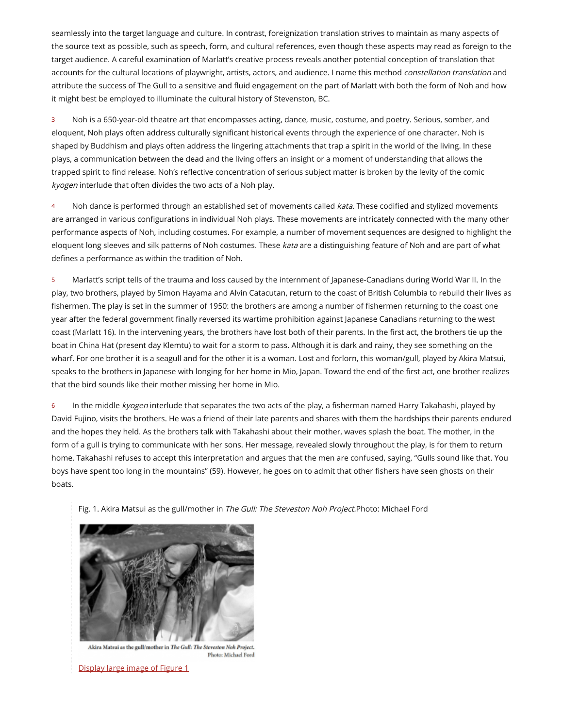seamlessly into the target language and culture. In contrast, foreignization translation strives to maintain as many aspects of the source text as possible, such as speech, form, and cultural references, even though these aspects may read as foreign to the target audience. A careful examination of Marlatt's creative process reveals another potential conception of translation that accounts for the cultural locations of playwright, artists, actors, and audience. I name this method *constellation translation* and attribute the success of The Gull to a sensitive and fluid engagement on the part of Marlatt with both the form of Noh and how it might best be employed to illuminate the cultural history of Steveston, BC.

3 Noh is a 650-year-old theatre art that encompasses acting, dance, music, costume, and poetry. Serious, somber, and eloquent, Noh plays often address culturally significant historical events through the experience of one character. Noh is shaped by Buddhism and plays often address the lingering attachments that trap a spirit in the world of the living. In these plays, a communication between the dead and the living offers an insight or a moment of understanding that allows the trapped spirit to find release. Noh's reflective concentration of serious subject matter is broken by the levity of the comic *kyogen* interlude that often divides the two acts of a Noh play.

4 Noh dance is performed through an established set of movements called *kata*. These codified and stylized movements are arranged in various configurations in individual Noh plays. These movements are intricately connected with the many other performance aspects of Noh, including costumes. For example, a number of movement sequences are designed to highlight the eloquent long sleeves and silk patterns of Noh costumes. These *kata* are a distinguishing feature of Noh and are part of what defines a performance as within the tradition of Noh.

5 Marlatt's script tells of the trauma and loss caused by the internment of Japanese-Canadians during World War II. In the play, two brothers, played by Simon Hayama and Alvin Catacutan, return to the coast of British Columbia to rebuild their lives as fishermen. The play is set in the summer of 1950: the brothers are among a number of fishermen returning to the coast one year after the federal government finally reversed its wartime prohibition against Japanese Canadians returning to the west coast (Marlatt 16). In the intervening years, the brothers have lost both of their parents. In the first act, the brothers tie up the boat in China Hat (present day Klemtu) to wait for a storm to pass. Although it is dark and rainy, they see something on the wharf. For one brother it is a seagull and for the other it is a woman. Lost and forlorn, this woman/gull, played by Akira Matsui, speaks to the brothers in Japanese with longing for her home in Mio, Japan. Toward the end of the first act, one brother realizes that the bird sounds like their mother missing her home in Mio.

6 In the middle *kyogen* interlude that separates the two acts of the play, a fisherman named Harry Takahashi, played by David Fujino, visits the brothers. He was a friend of their late parents and shares with them the hardships their parents endured and the hopes they held. As the brothers talk with Takahashi about their mother, waves splash the boat. The mother, in the form of a gull is trying to communicate with her sons. Her message, revealed slowly throughout the play, is for them to return home. Takahashi refuses to accept this interpretation and argues that the men are confused, saying, "Gulls sound like that. You boys have spent too long in the mountains" (59). However, he goes on to admit that other fishers have seen ghosts on their boats.

Fig. 1. Akira Matsui as the gull/mother in *The Gull: The Steveston Noh Project*. Photo: Michael Ford

Display large image of Figure 1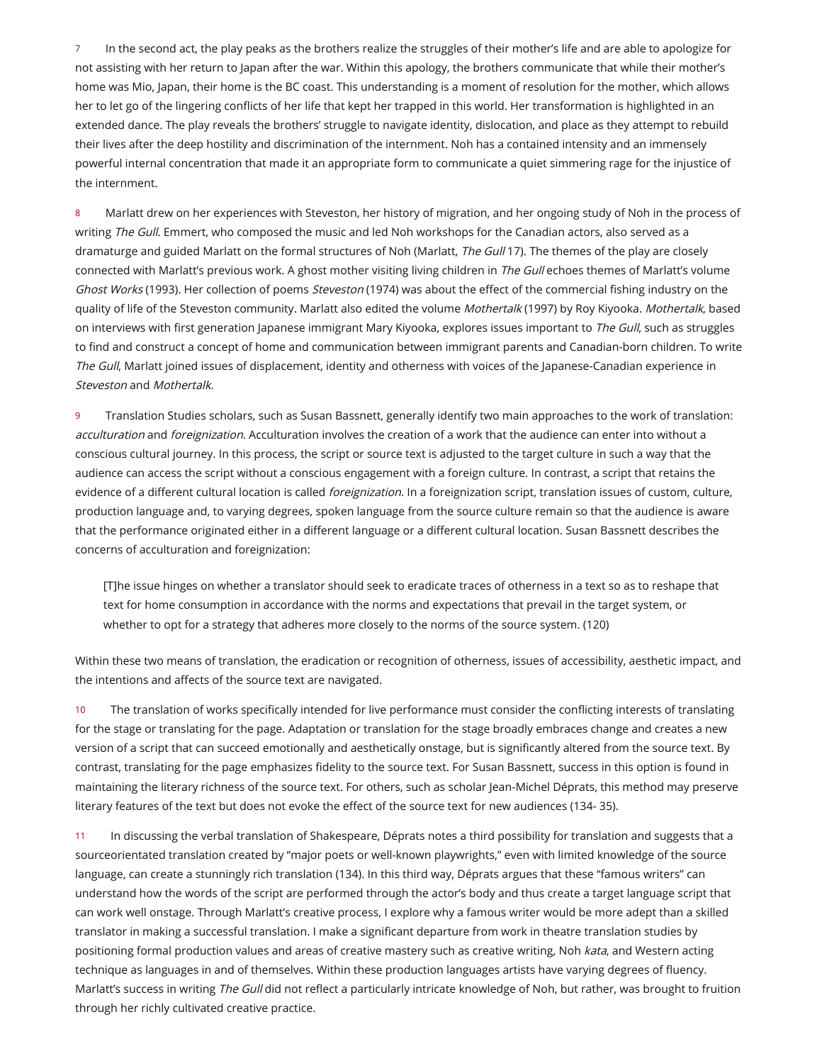7 In the second act, the play peaks as the brothers realize the struggles of their mother's life and are able to apologize for not assisting with her return to Japan after the war. Within this apology, the brothers communicate that while their mother's home was Mio, Japan, their home is the BC coast. This understanding is a moment of resolution for the mother, which allows her to let go of the lingering conflicts of her life that kept her trapped in this world. Her transformation is highlighted in an extended dance. The play reveals the brothers' struggle to navigate identity, dislocation, and place as they attempt to rebuild their lives after the deep hostility and discrimination of the internment. Noh has a contained intensity and an immensely powerful internal concentration that made it an appropriate form to communicate a quiet simmering rage for the injustice of the internment.

8 Marlatt drew on her experiences with Steveston, her history of migration, and her ongoing study of Noh in the process of writing *The Gull*. Emmert, who composed the music and led Noh workshops for the Canadian actors, also served as a dramaturge and guided Marlatt on the formal structures of Noh (Marlatt, *The Gull* 17). The themes of the play are closely connected with Marlatt's previous work. A ghost mother visiting living children in *The Gull* echoes themes of Marlatt's volume *Ghost Works* (1993). Her collection of poems *Steveston* (1974) was about the effect of the commercial fishing industry on the quality of life of the Steveston community. Marlatt also edited the volume *Mothertalk* (1997) by Roy Kiyooka. *Mothertalk*, based on interviews with first generation Japanese immigrant Mary Kiyooka, explores issues important to *The Gull*, such as struggles to find and construct a concept of home and communication between immigrant parents and Canadian-born children. To write *The Gull*, Marlatt joined issues of displacement, identity and otherness with voices of the Japanese-Canadian experience in *Steveston* and *Mothertalk*.

9 Translation Studies scholars, such as Susan Bassnett, generally identify two main approaches to the work of translation: *acculturation* and *foreignization*. Acculturation involves the creation of a work that the audience can enter into without a conscious cultural journey. In this process, the script or source text is adjusted to the target culture in such a way that the audience can access the script without a conscious engagement with a foreign culture. In contrast, a script that retains the evidence of a different cultural location is called *foreignization*. In a foreignization script, translation issues of custom, culture, production language and, to varying degrees, spoken language from the source culture remain so that the audience is aware that the performance originated either in a different language or a different cultural location. Susan Bassnett describes the concerns of acculturation and foreignization:

> [T]he issue hinges on whether a translator should seek to eradicate traces of otherness in a text so as to reshape that text for home consumption in accordance with the norms and expectations that prevail in the target system, or whether to opt for a strategy that adheres more closely to the norms of the source system. (120)

Within these two means of translation, the eradication or recognition of otherness, issues of accessibility, aesthetic impact, and the intentions and affects of the source text are navigated.

10 The translation of works specifically intended for live performance must consider the conflicting interests of translating for the stage or translating for the page. Adaptation or translation for the stage broadly embraces change and creates a new version of a script that can succeed emotionally and aesthetically onstage, but is significantly altered from the source text. By contrast, translating for the page emphasizes fidelity to the source text. For Susan Bassnett, success in this option is found in maintaining the literary richness of the source text. For others, such as scholar Jean-Michel Déprats, this method may preserve literary features of the text but does not evoke the effect of the source text for new audiences (134- 35).

11 In discussing the verbal translation of Shakespeare, Déprats notes a third possibility for translation and suggests that a sourceorientated translation created by "major poets or well-known playwrights," even with limited knowledge of the source language, can create a stunningly rich translation (134). In this third way, Déprats argues that these "famous writers" can understand how the words of the script are performed through the actor's body and thus create a target language script that can work well onstage. Through Marlatt's creative process, I explore why a famous writer would be more adept than a skilled translator in making a successful translation. I make a significant departure from work in theatre translation studies by positioning formal production values and areas of creative mastery such as creative writing, Noh *kata*, and Western acting technique as languages in and of themselves. Within these production languages artists have varying degrees of fluency. Marlatt's success in writing *The Gull* did not reflect a particularly intricate knowledge of Noh, but rather, was brought to fruition through her richly cultivated creative practice.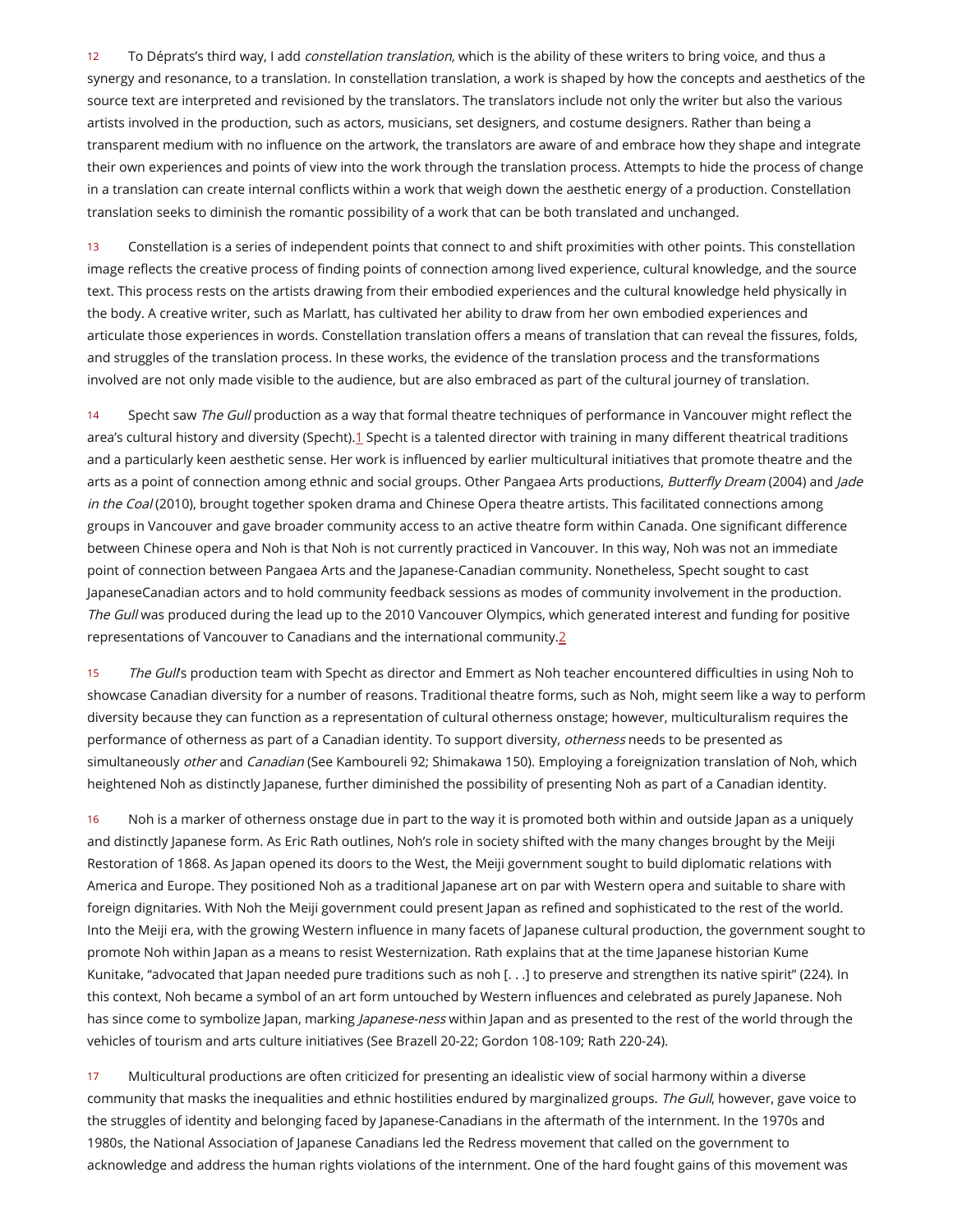12 To Déprats's third way, I add *constellation translation,* which is the ability of these writers to bring voice, and thus a synergy and resonance, to a translation. In constellation translation, a work is shaped by how the concepts and aesthetics of the source text are interpreted and revisioned by the translators. The translators include not only the writer but also the various artists involved in the production, such as actors, musicians, set designers, and costume designers. Rather than being a transparent medium with no influence on the artwork, the translators are aware of and embrace how they shape and integrate their own experiences and points of view into the work through the translation process. Attempts to hide the process of change in a translation can create internal conflicts within a work that weigh down the aesthetic energy of a production. Constellation translation seeks to diminish the romantic possibility of a work that can be both translated and unchanged.

13 Constellation is a series of independent points that connect to and shift proximities with other points. This constellation image reflects the creative process of finding points of connection among lived experience, cultural knowledge, and the source text. This process rests on the artists drawing from their embodied experiences and the cultural knowledge held physically in the body. A creative writer, such as Marlatt, has cultivated her ability to draw from her own embodied experiences and articulate those experiences in words. Constellation translation offers a means of translation that can reveal the fissures, folds, and struggles of the translation process. In these works, the evidence of the translation process and the transformations involved are not only made visible to the audience, but are also embraced as part of the cultural journey of translation.

14 Specht saw *The Gull* production as a way that formal theatre techniques of performance in Vancouver might reflect the area's cultural history and diversity (Specht).[1] Specht is a talented director with training in many different theatrical traditions and a particularly keen aesthetic sense. Her work is influenced by earlier multicultural initiatives that promote theatre and the arts as a point of connection among ethnic and social groups. Other Pangaea Arts productions, *Butterfly Dream* (2004) and *Jade in the Coal* (2010), brought together spoken drama and Chinese Opera theatre artists. This facilitated connections among groups in Vancouver and gave broader community access to an active theatre form within Canada. One significant difference between Chinese opera and Noh is that Noh is not currently practiced in Vancouver. In this way, Noh was not an immediate point of connection between Pangaea Arts and the Japanese-Canadian community. Nonetheless, Specht sought to cast JapaneseCanadian actors and to hold community feedback sessions as modes of community involvement in the production. *The Gull* was produced during the lead up to the 2010 Vancouver Olympics, which generated interest and funding for positive representations of Vancouver to Canadians and the international community.[2]

15 *The Gull*'s production team with Specht as director and Emmert as Noh teacher encountered difficulties in using Noh to showcase Canadian diversity for a number of reasons. Traditional theatre forms, such as Noh, might seem like a way to perform diversity because they can function as a representation of cultural otherness onstage; however, multiculturalism requires the performance of otherness as part of a Canadian identity. To support diversity, *otherness* needs to be presented as simultaneously *other* and *Canadian* (See Kamboureli 92; Shimakawa 150). Employing a foreignization translation of Noh, which heightened Noh as distinctly Japanese, further diminished the possibility of presenting Noh as part of a Canadian identity.

16 Noh is a marker of otherness onstage due in part to the way it is promoted both within and outside Japan as a uniquely and distinctly Japanese form. As Eric Rath outlines, Noh's role in society shifted with the many changes brought by the Meiji Restoration of 1868. As Japan opened its doors to the West, the Meiji government sought to build diplomatic relations with America and Europe. They positioned Noh as a traditional Japanese art on par with Western opera and suitable to share with foreign dignitaries. With Noh the Meiji government could present Japan as refined and sophisticated to the rest of the world. Into the Meiji era, with the growing Western influence in many facets of Japanese cultural production, the government sought to promote Noh within Japan as a means to resist Westernization. Rath explains that at the time Japanese historian Kume Kunitake, "advocated that Japan needed pure traditions such as noh [. . .] to preserve and strengthen its native spirit" (224). In this context, Noh became a symbol of an art form untouched by Western influences and celebrated as purely Japanese. Noh has since come to symbolize Japan, marking *Japanese-ness* within Japan and as presented to the rest of the world through the vehicles of tourism and arts culture initiatives (See Brazell 20-22; Gordon 108-109; Rath 220-24).

17 Multicultural productions are often criticized for presenting an idealistic view of social harmony within a diverse community that masks the inequalities and ethnic hostilities endured by marginalized groups. *The Gull*, however, gave voice to the struggles of identity and belonging faced by Japanese-Canadians in the aftermath of the internment. In the 1970s and 1980s, the National Association of Japanese Canadians led the Redress movement that called on the government to acknowledge and address the human rights violations of the internment. One of the hard fought gains of this movement was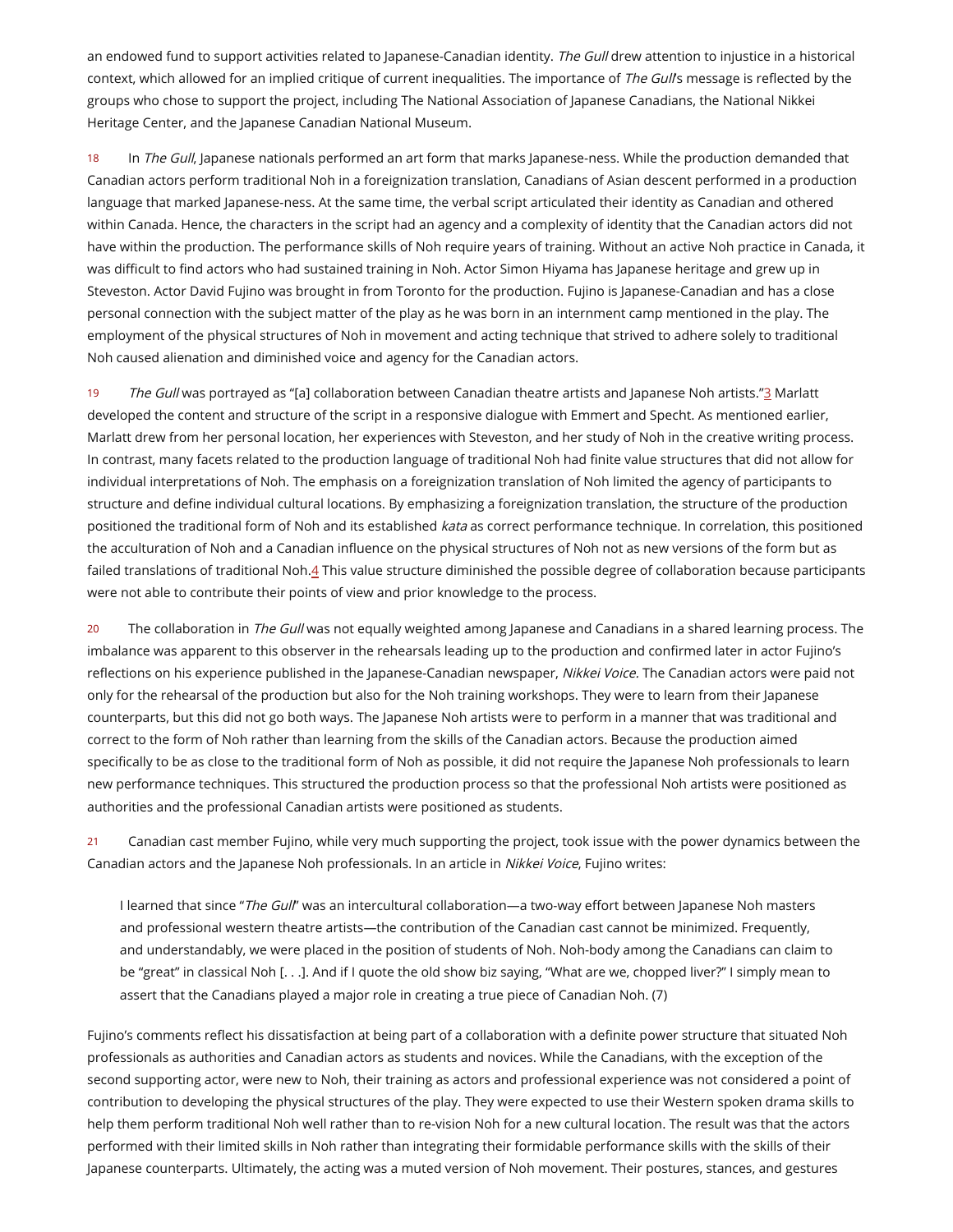an endowed fund to support activities related to Japanese-Canadian identity. *The Gull* drew attention to injustice in a historical context, which allowed for an implied critique of current inequalities. The importance of *The Gull*'s message is reflected by the groups who chose to support the project, including The National Association of Japanese Canadians, the National Nikkei Heritage Center, and the Japanese Canadian National Museum.

18 In *The Gull*, Japanese nationals performed an art form that marks Japanese-ness. While the production demanded that Canadian actors perform traditional Noh in a foreignization translation, Canadians of Asian descent performed in a production language that marked Japanese-ness. At the same time, the verbal script articulated their identity as Canadian and othered within Canada. Hence, the characters in the script had an agency and a complexity of identity that the Canadian actors did not have within the production. The performance skills of Noh require years of training. Without an active Noh practice in Canada, it was difficult to find actors who had sustained training in Noh. Actor Simon Hiyama has Japanese heritage and grew up in Steveston. Actor David Fujino was brought in from Toronto for the production. Fujino is Japanese-Canadian and has a close personal connection with the subject matter of the play as he was born in an internment camp mentioned in the play. The employment of the physical structures of Noh in movement and acting technique that strived to adhere solely to traditional Noh caused alienation and diminished voice and agency for the Canadian actors.

19 *The Gull* was portrayed as "[a] collaboration between Canadian theatre artists and Japanese Noh artists."[3] Marlatt developed the content and structure of the script in a responsive dialogue with Emmert and Specht. As mentioned earlier, Marlatt drew from her personal location, her experiences with Steveston, and her study of Noh in the creative writing process. In contrast, many facets related to the production language of traditional Noh had finite value structures that did not allow for individual interpretations of Noh. The emphasis on a foreignization translation of Noh limited the agency of participants to structure and define individual cultural locations. By emphasizing a foreignization translation, the structure of the production positioned the traditional form of Noh and its established *kata* as correct performance technique. In correlation, this positioned the acculturation of Noh and a Canadian influence on the physical structures of Noh not as new versions of the form but as failed translations of traditional Noh.[4] This value structure diminished the possible degree of collaboration because participants were not able to contribute their points of view and prior knowledge to the process.

20 The collaboration in *The Gull* was not equally weighted among Japanese and Canadians in a shared learning process. The imbalance was apparent to this observer in the rehearsals leading up to the production and confirmed later in actor Fujino's reflections on his experience published in the Japanese-Canadian newspaper, *Nikkei Voice*. The Canadian actors were paid not only for the rehearsal of the production but also for the Noh training workshops. They were to learn from their Japanese counterparts, but this did not go both ways. The Japanese Noh artists were to perform in a manner that was traditional and correct to the form of Noh rather than learning from the skills of the Canadian actors. Because the production aimed specifically to be as close to the traditional form of Noh as possible, it did not require the Japanese Noh professionals to learn new performance techniques. This structured the production process so that the professional Noh artists were positioned as authorities and the professional Canadian artists were positioned as students.

21 Canadian cast member Fujino, while very much supporting the project, took issue with the power dynamics between the Canadian actors and the Japanese Noh professionals. In an article in *Nikkei Voice*, Fujino writes:

> I learned that since "*The Gull*" was an intercultural collaboration—a two-way effort between Japanese Noh masters and professional western theatre artists—the contribution of the Canadian cast cannot be minimized. Frequently, and understandably, we were placed in the position of students of Noh. Noh-body among the Canadians can claim to be "great" in classical Noh [. . .]. And if I quote the old show biz saying, "What are we, chopped liver?" I simply mean to assert that the Canadians played a major role in creating a true piece of Canadian Noh. (7)

Fujino's comments reflect his dissatisfaction at being part of a collaboration with a definite power structure that situated Noh professionals as authorities and Canadian actors as students and novices. While the Canadians, with the exception of the second supporting actor, were new to Noh, their training as actors and professional experience was not considered a point of contribution to developing the physical structures of the play. They were expected to use their Western spoken drama skills to help them perform traditional Noh well rather than to re-vision Noh for a new cultural location. The result was that the actors performed with their limited skills in Noh rather than integrating their formidable performance skills with the skills of their Japanese counterparts. Ultimately, the acting was a muted version of Noh movement. Their postures, stances, and gestures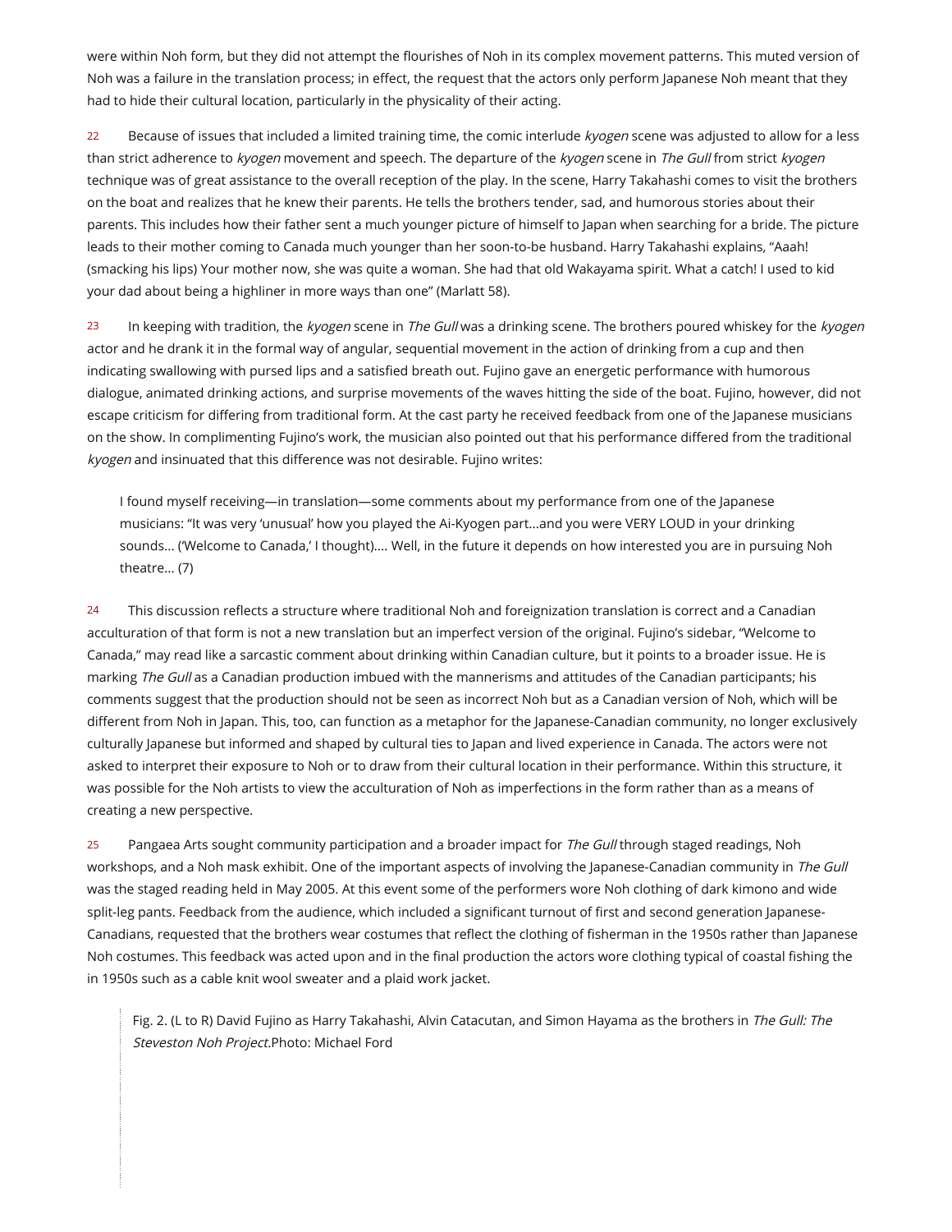were within Noh form, but they did not attempt the flourishes of Noh in its complex movement patterns. This muted version of Noh was a failure in the translation process; in effect, the request that the actors only perform Japanese Noh meant that they had to hide their cultural location, particularly in the physicality of their acting.

22 Because of issues that included a limited training time, the comic interlude *kyogen* scene was adjusted to allow for a less than strict adherence to *kyogen* movement and speech. The departure of the *kyogen* scene in *The Gull* from strict *kyogen* technique was of great assistance to the overall reception of the play. In the scene, Harry Takahashi comes to visit the brothers on the boat and realizes that he knew their parents. He tells the brothers tender, sad, and humorous stories about their parents. This includes how their father sent a much younger picture of himself to Japan when searching for a bride. The picture leads to their mother coming to Canada much younger than her soon-to-be husband. Harry Takahashi explains, "Aaah! (smacking his lips) Your mother now, she was quite a woman. She had that old Wakayama spirit. What a catch! I used to kid your dad about being a highliner in more ways than one" (Marlatt 58).

23 In keeping with tradition, the *kyogen* scene in *The Gull* was a drinking scene. The brothers poured whiskey for the *kyogen* actor and he drank it in the formal way of angular, sequential movement in the action of drinking from a cup and then indicating swallowing with pursed lips and a satisfied breath out. Fujino gave an energetic performance with humorous dialogue, animated drinking actions, and surprise movements of the waves hitting the side of the boat. Fujino, however, did not escape criticism for differing from traditional form. At the cast party he received feedback from one of the Japanese musicians on the show. In complimenting Fujino's work, the musician also pointed out that his performance differed from the traditional *kyogen* and insinuated that this difference was not desirable. Fujino writes:

> I found myself receiving—in translation—some comments about my performance from one of the Japanese musicians: "It was very 'unusual' how you played the Ai-Kyogen part...and you were VERY LOUD in your drinking sounds... ('Welcome to Canada,' I thought).... Well, in the future it depends on how interested you are in pursuing Noh theatre... (7)

24 This discussion reflects a structure where traditional Noh and foreignization translation is correct and a Canadian acculturation of that form is not a new translation but an imperfect version of the original. Fujino's sidebar, "Welcome to Canada," may read like a sarcastic comment about drinking within Canadian culture, but it points to a broader issue. He is marking *The Gull* as a Canadian production imbued with the mannerisms and attitudes of the Canadian participants; his comments suggest that the production should not be seen as incorrect Noh but as a Canadian version of Noh, which will be different from Noh in Japan. This, too, can function as a metaphor for the Japanese-Canadian community, no longer exclusively culturally Japanese but informed and shaped by cultural ties to Japan and lived experience in Canada. The actors were not asked to interpret their exposure to Noh or to draw from their cultural location in their performance. Within this structure, it was possible for the Noh artists to view the acculturation of Noh as imperfections in the form rather than as a means of creating a new perspective.

25 Pangaea Arts sought community participation and a broader impact for *The Gull* through staged readings, Noh workshops, and a Noh mask exhibit. One of the important aspects of involving the Japanese-Canadian community in *The Gull* was the staged reading held in May 2005. At this event some of the performers wore Noh clothing of dark kimono and wide split-leg pants. Feedback from the audience, which included a significant turnout of first and second generation Japanese-Canadians, requested that the brothers wear costumes that reflect the clothing of fisherman in the 1950s rather than Japanese Noh costumes. This feedback was acted upon and in the final production the actors wore clothing typical of coastal fishing the in 1950s such as a cable knit wool sweater and a plaid work jacket.

Fig. 2. (L to R) David Fujino as Harry Takahashi, Alvin Catacutan, and Simon Hayama as the brothers in *The Gull: The Steveston Noh Project*.Photo: Michael Ford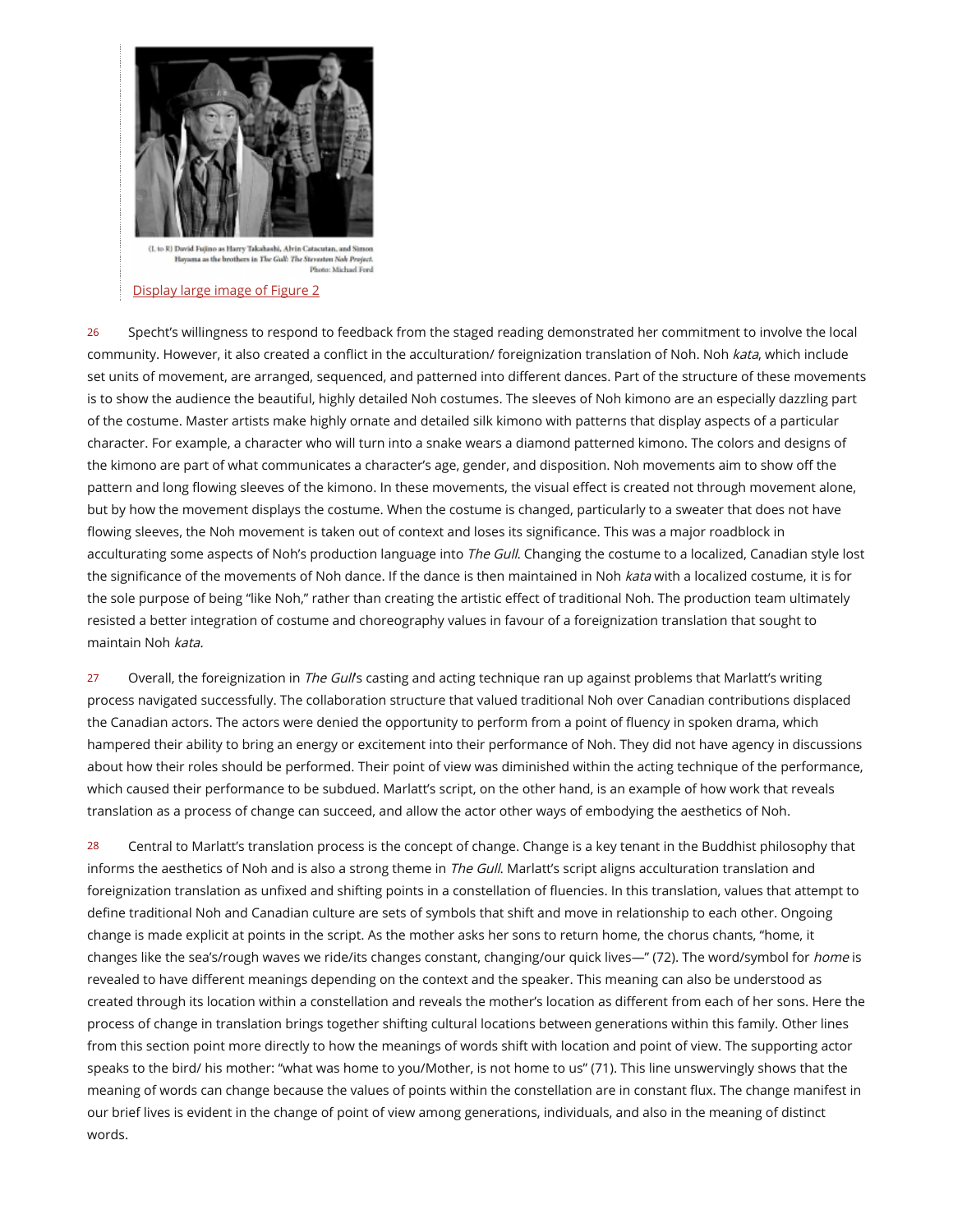(L to R) David Fujino as Harry Takahashi, Alvin Catacutan, and Simon Hayama as the brothers in *The Gull: The Steveston Noh Project.* Photo: Michael Ford

Display large image of Figure 2

26 Specht's willingness to respond to feedback from the staged reading demonstrated her commitment to involve the local community. However, it also created a conflict in the acculturation/ foreignization translation of Noh. Noh *kata*, which include set units of movement, are arranged, sequenced, and patterned into different dances. Part of the structure of these movements is to show the audience the beautiful, highly detailed Noh costumes. The sleeves of Noh kimono are an especially dazzling part of the costume. Master artists make highly ornate and detailed silk kimono with patterns that display aspects of a particular character. For example, a character who will turn into a snake wears a diamond patterned kimono. The colors and designs of the kimono are part of what communicates a character's age, gender, and disposition. Noh movements aim to show off the pattern and long flowing sleeves of the kimono. In these movements, the visual effect is created not through movement alone, but by how the movement displays the costume. When the costume is changed, particularly to a sweater that does not have flowing sleeves, the Noh movement is taken out of context and loses its significance. This was a major roadblock in acculturating some aspects of Noh's production language into *The Gull*. Changing the costume to a localized, Canadian style lost the significance of the movements of Noh dance. If the dance is then maintained in Noh *kata* with a localized costume, it is for the sole purpose of being "like Noh," rather than creating the artistic effect of traditional Noh. The production team ultimately resisted a better integration of costume and choreography values in favour of a foreignization translation that sought to maintain Noh *kata.*

27 Overall, the foreignization in *The Gull*'s casting and acting technique ran up against problems that Marlatt's writing process navigated successfully. The collaboration structure that valued traditional Noh over Canadian contributions displaced the Canadian actors. The actors were denied the opportunity to perform from a point of fluency in spoken drama, which hampered their ability to bring an energy or excitement into their performance of Noh. They did not have agency in discussions about how their roles should be performed. Their point of view was diminished within the acting technique of the performance, which caused their performance to be subdued. Marlatt's script, on the other hand, is an example of how work that reveals translation as a process of change can succeed, and allow the actor other ways of embodying the aesthetics of Noh.

28 Central to Marlatt's translation process is the concept of change. Change is a key tenant in the Buddhist philosophy that informs the aesthetics of Noh and is also a strong theme in *The Gull*. Marlatt's script aligns acculturation translation and foreignization translation as unfixed and shifting points in a constellation of fluencies. In this translation, values that attempt to define traditional Noh and Canadian culture are sets of symbols that shift and move in relationship to each other. Ongoing change is made explicit at points in the script. As the mother asks her sons to return home, the chorus chants, "home, it changes like the sea's/rough waves we ride/its changes constant, changing/our quick lives—" (72). The word/symbol for *home* is revealed to have different meanings depending on the context and the speaker. This meaning can also be understood as created through its location within a constellation and reveals the mother's location as different from each of her sons. Here the process of change in translation brings together shifting cultural locations between generations within this family. Other lines from this section point more directly to how the meanings of words shift with location and point of view. The supporting actor speaks to the bird/ his mother: "what was home to you/Mother, is not home to us" (71). This line unswervingly shows that the meaning of words can change because the values of points within the constellation are in constant flux. The change manifest in our brief lives is evident in the change of point of view among generations, individuals, and also in the meaning of distinct words.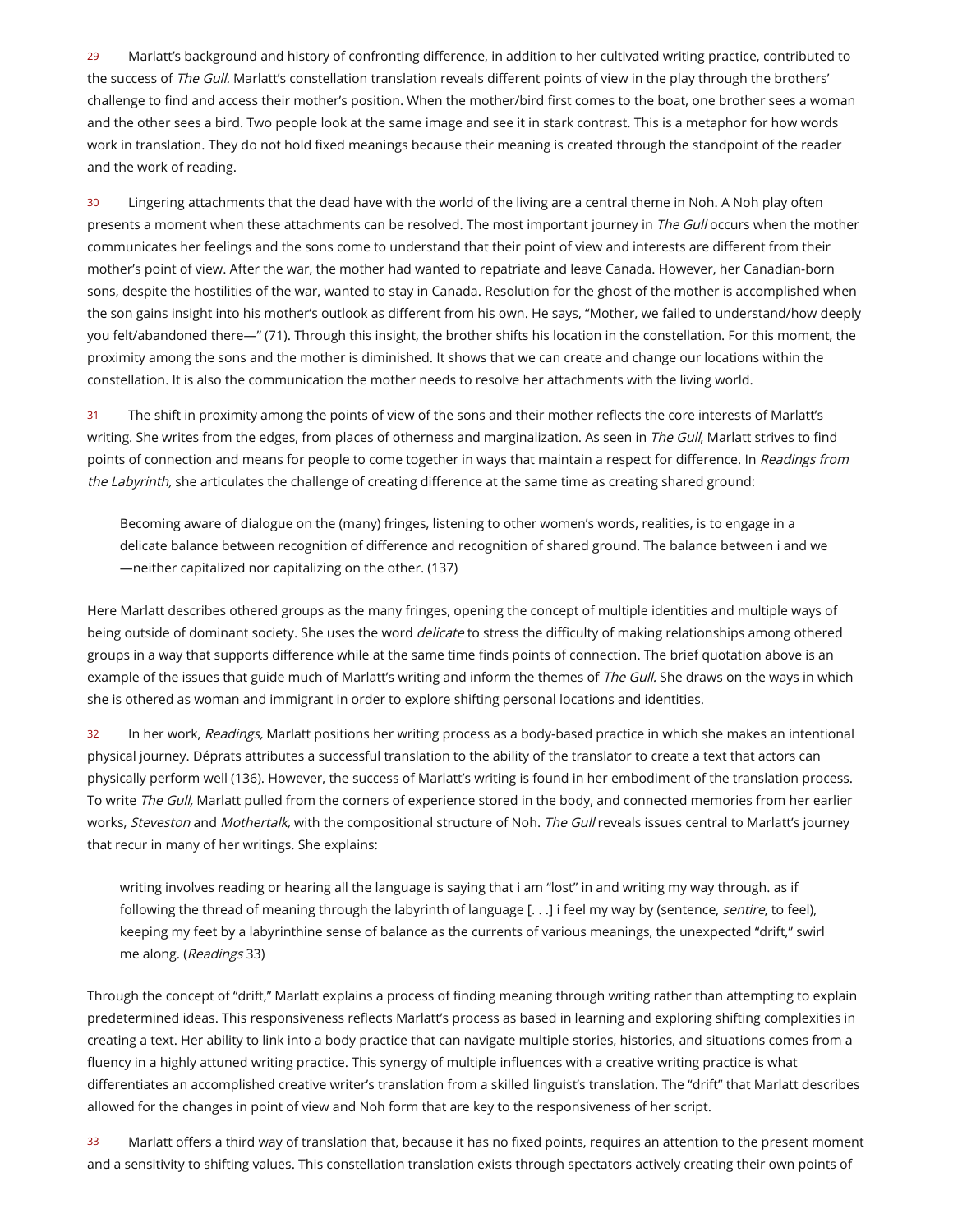29 Marlatt's background and history of confronting difference, in addition to her cultivated writing practice, contributed to the success of *The Gull.* Marlatt's constellation translation reveals different points of view in the play through the brothers' challenge to find and access their mother's position. When the mother/bird first comes to the boat, one brother sees a woman and the other sees a bird. Two people look at the same image and see it in stark contrast. This is a metaphor for how words work in translation. They do not hold fixed meanings because their meaning is created through the standpoint of the reader and the work of reading.

30 Lingering attachments that the dead have with the world of the living are a central theme in Noh. A Noh play often presents a moment when these attachments can be resolved. The most important journey in *The Gull* occurs when the mother communicates her feelings and the sons come to understand that their point of view and interests are different from their mother's point of view. After the war, the mother had wanted to repatriate and leave Canada. However, her Canadian-born sons, despite the hostilities of the war, wanted to stay in Canada. Resolution for the ghost of the mother is accomplished when the son gains insight into his mother's outlook as different from his own. He says, "Mother, we failed to understand/how deeply you felt/abandoned there—" (71). Through this insight, the brother shifts his location in the constellation. For this moment, the proximity among the sons and the mother is diminished. It shows that we can create and change our locations within the constellation. It is also the communication the mother needs to resolve her attachments with the living world.

31 The shift in proximity among the points of view of the sons and their mother reflects the core interests of Marlatt's writing. She writes from the edges, from places of otherness and marginalization. As seen in *The Gull*, Marlatt strives to find points of connection and means for people to come together in ways that maintain a respect for difference. In *Readings from the Labyrinth,* she articulates the challenge of creating difference at the same time as creating shared ground:

> Becoming aware of dialogue on the (many) fringes, listening to other women's words, realities, is to engage in a delicate balance between recognition of difference and recognition of shared ground. The balance between i and we —neither capitalized nor capitalizing on the other. (137)

Here Marlatt describes othered groups as the many fringes, opening the concept of multiple identities and multiple ways of being outside of dominant society. She uses the word *delicate* to stress the difficulty of making relationships among othered groups in a way that supports difference while at the same time finds points of connection. The brief quotation above is an example of the issues that guide much of Marlatt's writing and inform the themes of *The Gull*. She draws on the ways in which she is othered as woman and immigrant in order to explore shifting personal locations and identities.

32 In her work, *Readings,* Marlatt positions her writing process as a body-based practice in which she makes an intentional physical journey. Déprats attributes a successful translation to the ability of the translator to create a text that actors can physically perform well (136). However, the success of Marlatt's writing is found in her embodiment of the translation process. To write *The Gull,* Marlatt pulled from the corners of experience stored in the body, and connected memories from her earlier works, *Steveston* and *Mothertalk,* with the compositional structure of Noh. *The Gull* reveals issues central to Marlatt's journey that recur in many of her writings. She explains:

> writing involves reading or hearing all the language is saying that i am "lost" in and writing my way through. as if following the thread of meaning through the labyrinth of language [. . .] i feel my way by (sentence, *sentire*, to feel), keeping my feet by a labyrinthine sense of balance as the currents of various meanings, the unexpected "drift," swirl me along. (*Readings* 33)

Through the concept of "drift," Marlatt explains a process of finding meaning through writing rather than attempting to explain predetermined ideas. This responsiveness reflects Marlatt's process as based in learning and exploring shifting complexities in creating a text. Her ability to link into a body practice that can navigate multiple stories, histories, and situations comes from a fluency in a highly attuned writing practice. This synergy of multiple influences with a creative writing practice is what differentiates an accomplished creative writer's translation from a skilled linguist's translation. The "drift" that Marlatt describes allowed for the changes in point of view and Noh form that are key to the responsiveness of her script.

33 Marlatt offers a third way of translation that, because it has no fixed points, requires an attention to the present moment and a sensitivity to shifting values. This constellation translation exists through spectators actively creating their own points of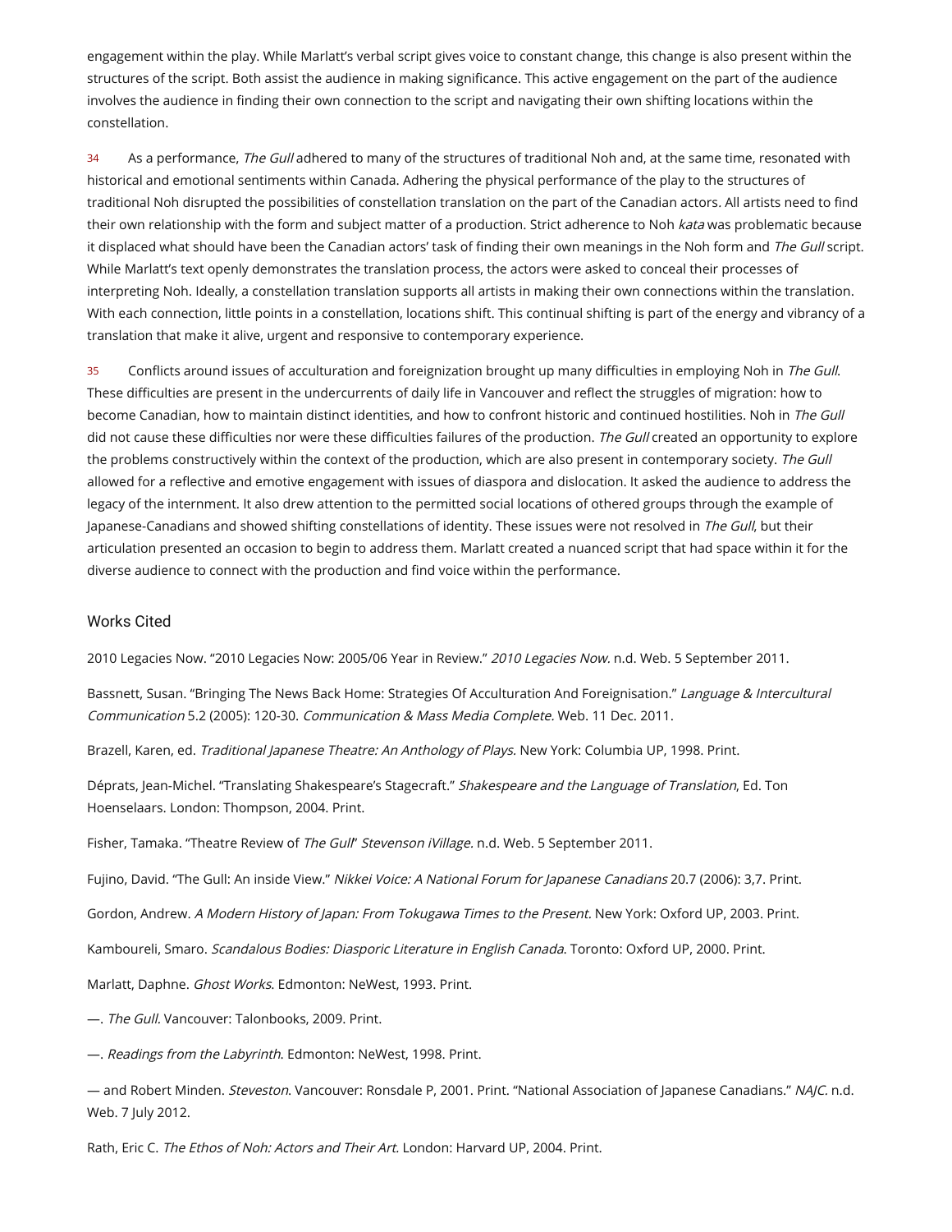engagement within the play. While Marlatt's verbal script gives voice to constant change, this change is also present within the structures of the script. Both assist the audience in making significance. This active engagement on the part of the audience involves the audience in finding their own connection to the script and navigating their own shifting locations within the constellation.

34 As a performance, *The Gull* adhered to many of the structures of traditional Noh and, at the same time, resonated with historical and emotional sentiments within Canada. Adhering the physical performance of the play to the structures of traditional Noh disrupted the possibilities of constellation translation on the part of the Canadian actors. All artists need to find their own relationship with the form and subject matter of a production. Strict adherence to Noh *kata* was problematic because it displaced what should have been the Canadian actors' task of finding their own meanings in the Noh form and *The Gull* script. While Marlatt's text openly demonstrates the translation process, the actors were asked to conceal their processes of interpreting Noh. Ideally, a constellation translation supports all artists in making their own connections within the translation. With each connection, little points in a constellation, locations shift. This continual shifting is part of the energy and vibrancy of a translation that make it alive, urgent and responsive to contemporary experience.

35 Conflicts around issues of acculturation and foreignization brought up many difficulties in employing Noh in *The Gull*. These difficulties are present in the undercurrents of daily life in Vancouver and reflect the struggles of migration: how to become Canadian, how to maintain distinct identities, and how to confront historic and continued hostilities. Noh in *The Gull* did not cause these difficulties nor were these difficulties failures of the production. *The Gull* created an opportunity to explore the problems constructively within the context of the production, which are also present in contemporary society. *The Gull* allowed for a reflective and emotive engagement with issues of diaspora and dislocation. It asked the audience to address the legacy of the internment. It also drew attention to the permitted social locations of othered groups through the example of Japanese-Canadians and showed shifting constellations of identity. These issues were not resolved in *The Gull*, but their articulation presented an occasion to begin to address them. Marlatt created a nuanced script that had space within it for the diverse audience to connect with the production and find voice within the performance.

## Works Cited

2010 Legacies Now. "2010 Legacies Now: 2005/06 Year in Review." *2010 Legacies Now.* n.d. Web. 5 September 2011.

Bassnett, Susan. "Bringing The News Back Home: Strategies Of Acculturation And Foreignisation." *Language & Intercultural Communication* 5.2 (2005): 120-30. *Communication & Mass Media Complete.* Web. 11 Dec. 2011.

Brazell, Karen, ed. *Traditional Japanese Theatre: An Anthology of Plays.* New York: Columbia UP, 1998. Print.

Déprats, Jean-Michel. "Translating Shakespeare's Stagecraft." *Shakespeare and the Language of Translation*, Ed. Ton Hoenselaars. London: Thompson, 2004. Print.

Fisher, Tamaka. "Theatre Review of *The Gull*" *Stevenson iVillage.* n.d. Web. 5 September 2011.

Fujino, David. "The Gull: An inside View." *Nikkei Voice: A National Forum for Japanese Canadians* 20.7 (2006): 3,7. Print.

Gordon, Andrew. *A Modern History of Japan: From Tokugawa Times to the Present.* New York: Oxford UP, 2003. Print.

Kamboureli, Smaro. *Scandalous Bodies: Diasporic Literature in English Canada*. Toronto: Oxford UP, 2000. Print.

Marlatt, Daphne. *Ghost Works*. Edmonton: NeWest, 1993. Print.

—. *The Gull.* Vancouver: Talonbooks, 2009. Print.

—. *Readings from the Labyrinth*. Edmonton: NeWest, 1998. Print.

— and Robert Minden. *Steveston*. Vancouver: Ronsdale P, 2001. Print. "National Association of Japanese Canadians." *NAJC.* n.d. Web. 7 July 2012.

Rath, Eric C. *The Ethos of Noh: Actors and Their Art.* London: Harvard UP, 2004. Print.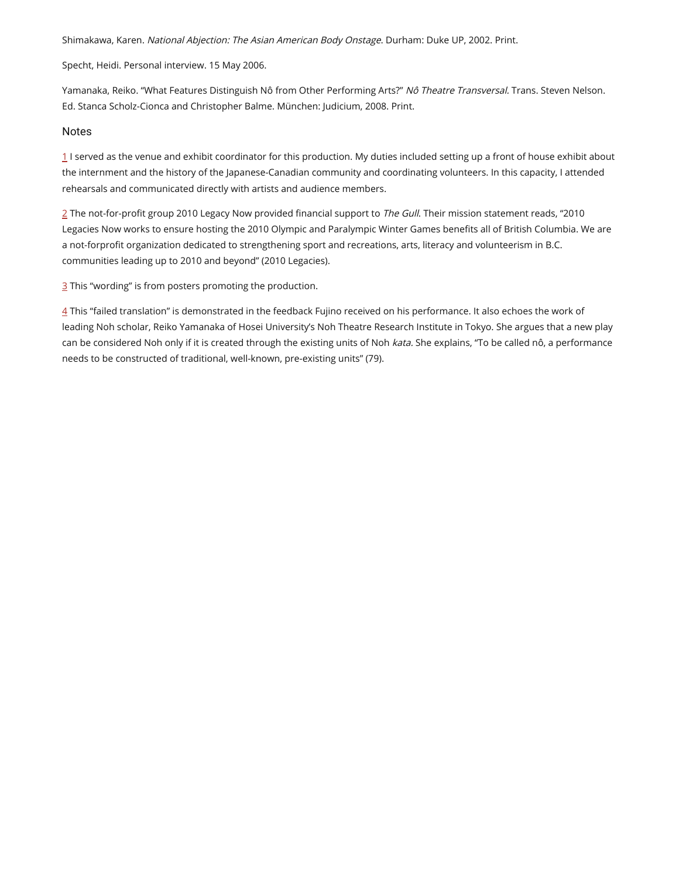Shimakawa, Karen. *National Abjection: The Asian American Body Onstage.* Durham: Duke UP, 2002. Print.

Specht, Heidi. Personal interview. 15 May 2006.

Yamanaka, Reiko. "What Features Distinguish Nô from Other Performing Arts?" *Nô Theatre Transversal.* Trans. Steven Nelson. Ed. Stanca Scholz-Cionca and Christopher Balme. München: Judicium, 2008. Print.

## Notes

[1] I served as the venue and exhibit coordinator for this production. My duties included setting up a front of house exhibit about the internment and the history of the Japanese-Canadian community and coordinating volunteers. In this capacity, I attended rehearsals and communicated directly with artists and audience members.

[2] The not-for-profit group 2010 Legacy Now provided financial support to *The Gull*. Their mission statement reads, "2010 Legacies Now works to ensure hosting the 2010 Olympic and Paralympic Winter Games benefits all of British Columbia. We are a not-forprofit organization dedicated to strengthening sport and recreations, arts, literacy and volunteerism in B.C. communities leading up to 2010 and beyond" (2010 Legacies).

[3] This "wording" is from posters promoting the production.

[4] This "failed translation" is demonstrated in the feedback Fujino received on his performance. It also echoes the work of leading Noh scholar, Reiko Yamanaka of Hosei University's Noh Theatre Research Institute in Tokyo. She argues that a new play can be considered Noh only if it is created through the existing units of Noh *kata.* She explains, "To be called nô, a performance needs to be constructed of traditional, well-known, pre-existing units" (79).